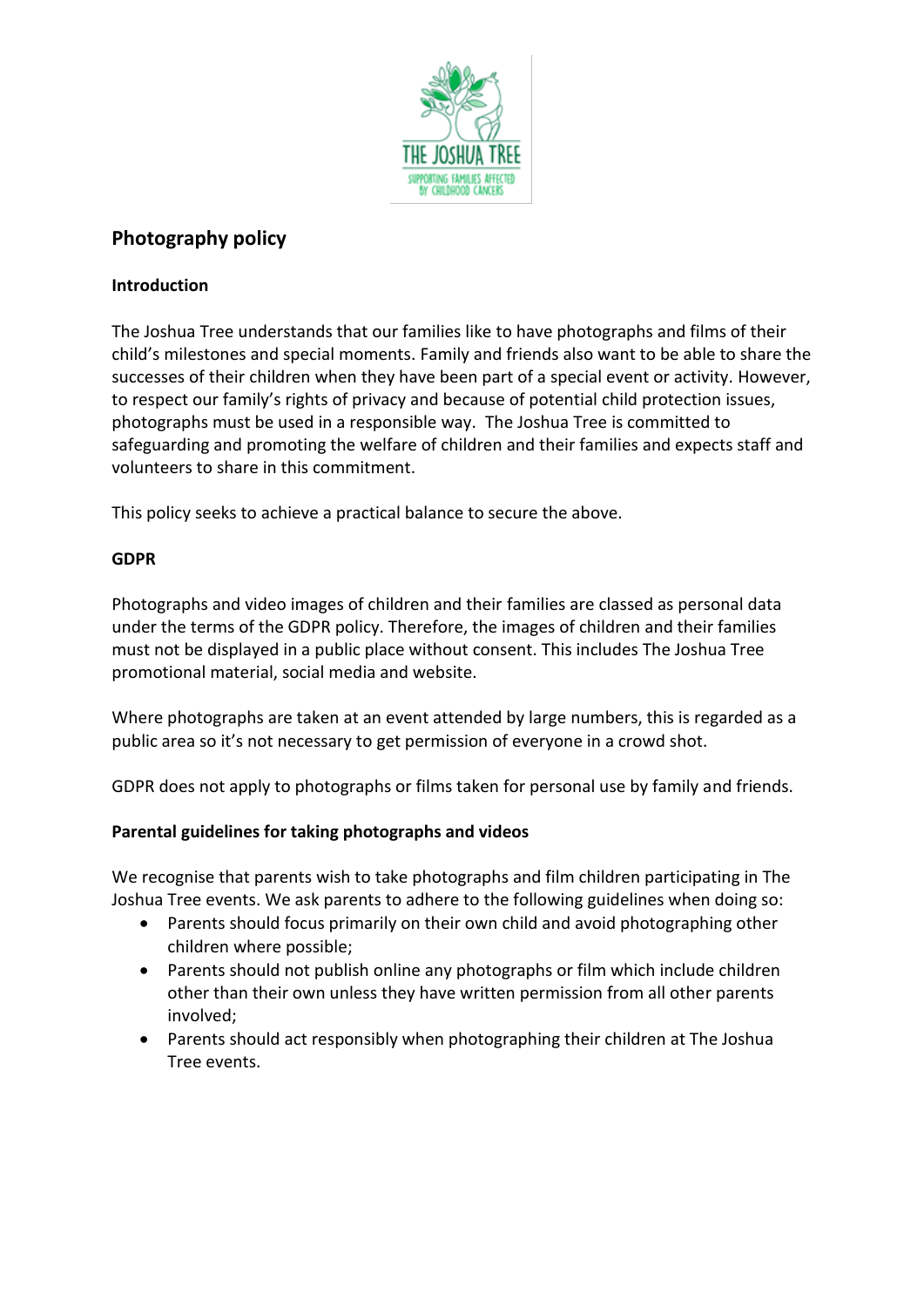# Photography policy

## Introduction

The Joshua Tree understands that our families like to have photographs and films of their child's milestones and special moments. Family and friends also want to be able to share the successes of their children when they have been part of a special event or activity. However, to respect our family's rights of privacy and because of potential child protection issues, photographs must be used in a responsible way. The Joshua Tree is committed to safeguarding and promoting the welfare of children and their families and expects staff and volunteers to share in this commitment.

This policy seeks to achieve a practical balance to secure the above.

## GDPR

Photographs and video images of children and their families are classed as personal data under the terms of the GDPR policy. Therefore, the images of children and their families must not be displayed in a public place without consent. This includes The Joshua Tree promotional material, social media and website.

Where photographs are taken at an event attended by large numbers, this is regarded as a public area so it's not necessary to get permission of everyone in a crowd shot.

GDPR does not apply to photographs or films taken for personal use by family and friends.

## Parental guidelines for taking photographs and videos

We recognise that parents wish to take photographs and film children participating in The Joshua Tree events. We ask parents to adhere to the following guidelines when doing so:

- Parents should focus primarily on their own child and avoid photographing other children where possible;
- Parents should not publish online any photographs or film which include children other than their own unless they have written permission from all other parents involved;
- Parents should act responsibly when photographing their children at The Joshua Tree events.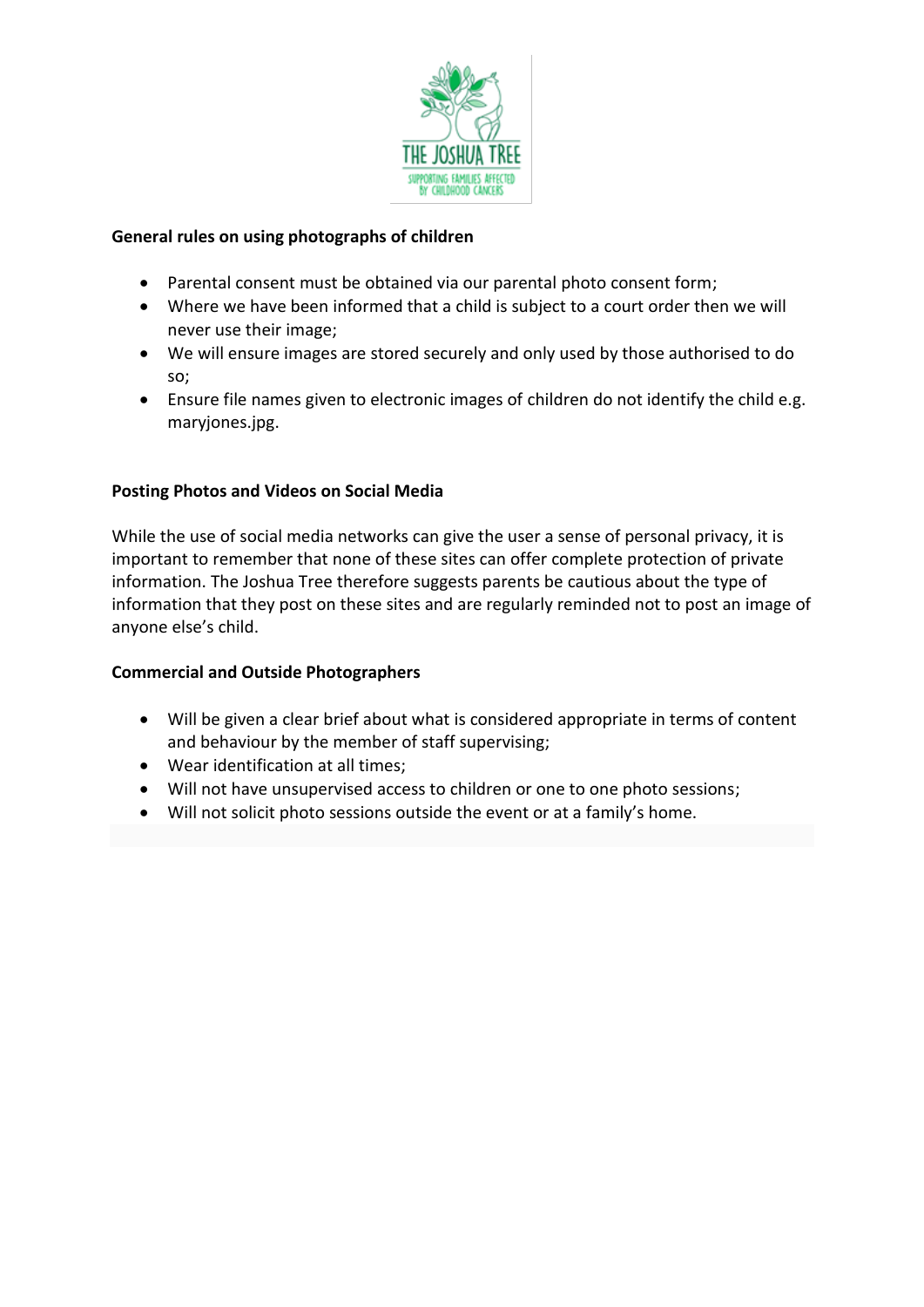**General rules on using photographs of children**

- Parental consent must be obtained via our parental photo consent form;
- Where we have been informed that a child is subject to a court order then we will never use their image;
- We will ensure images are stored securely and only used by those authorised to do so;
- Ensure file names given to electronic images of children do not identify the child e.g. maryjones.jpg.

**Posting Photos and Videos on Social Media**

While the use of social media networks can give the user a sense of personal privacy, it is important to remember that none of these sites can offer complete protection of private information. The Joshua Tree therefore suggests parents be cautious about the type of information that they post on these sites and are regularly reminded not to post an image of anyone else's child.

**Commercial and Outside Photographers**

- Will be given a clear brief about what is considered appropriate in terms of content and behaviour by the member of staff supervising;
- Wear identification at all times;
- Will not have unsupervised access to children or one to one photo sessions;
- Will not solicit photo sessions outside the event or at a family's home.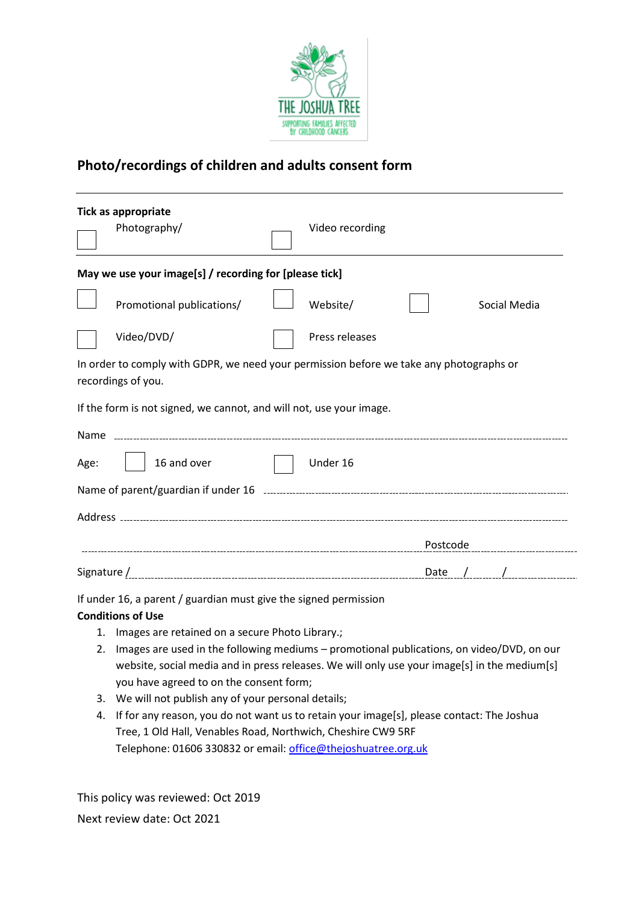THE JOSHUA TREE

SUPPORTING FAMILIES AFFECTED BY CHILDHOOD CANCERS

## Photo/recordings of children and adults consent form

**Tick as appropriate**

☐ Photography/ ☐ Video recording

**May we use your image[s] / recording for [please tick]**

☐ Promotional publications/ ☐ Website/ ☐ Social Media

☐ Video/DVD/ ☐ Press releases

In order to comply with GDPR, we need your permission before we take any photographs or recordings of you.

If the form is not signed, we cannot, and will not, use your image.

Name ..............................................................................................................

Age: ☐ 16 and over ☐ Under 16

Name of parent/guardian if under 16 ..............................................................................

Address ..............................................................................................................

.............................................................................................. Postcode ..............................

Signature /.............................................................................. Date ..../......../..............

If under 16, a parent / guardian must give the signed permission

**Conditions of Use**

1. Images are retained on a secure Photo Library.;
2. Images are used in the following mediums – promotional publications, on video/DVD, on our website, social media and in press releases. We will only use your image[s] in the medium[s] you have agreed to on the consent form;
3. We will not publish any of your personal details;
4. If for any reason, you do not want us to retain your image[s], please contact: The Joshua Tree, 1 Old Hall, Venables Road, Northwich, Cheshire CW9 5RF
   Telephone: 01606 330832 or email: office@thejoshuatree.org.uk

This policy was reviewed: Oct 2019

Next review date: Oct 2021